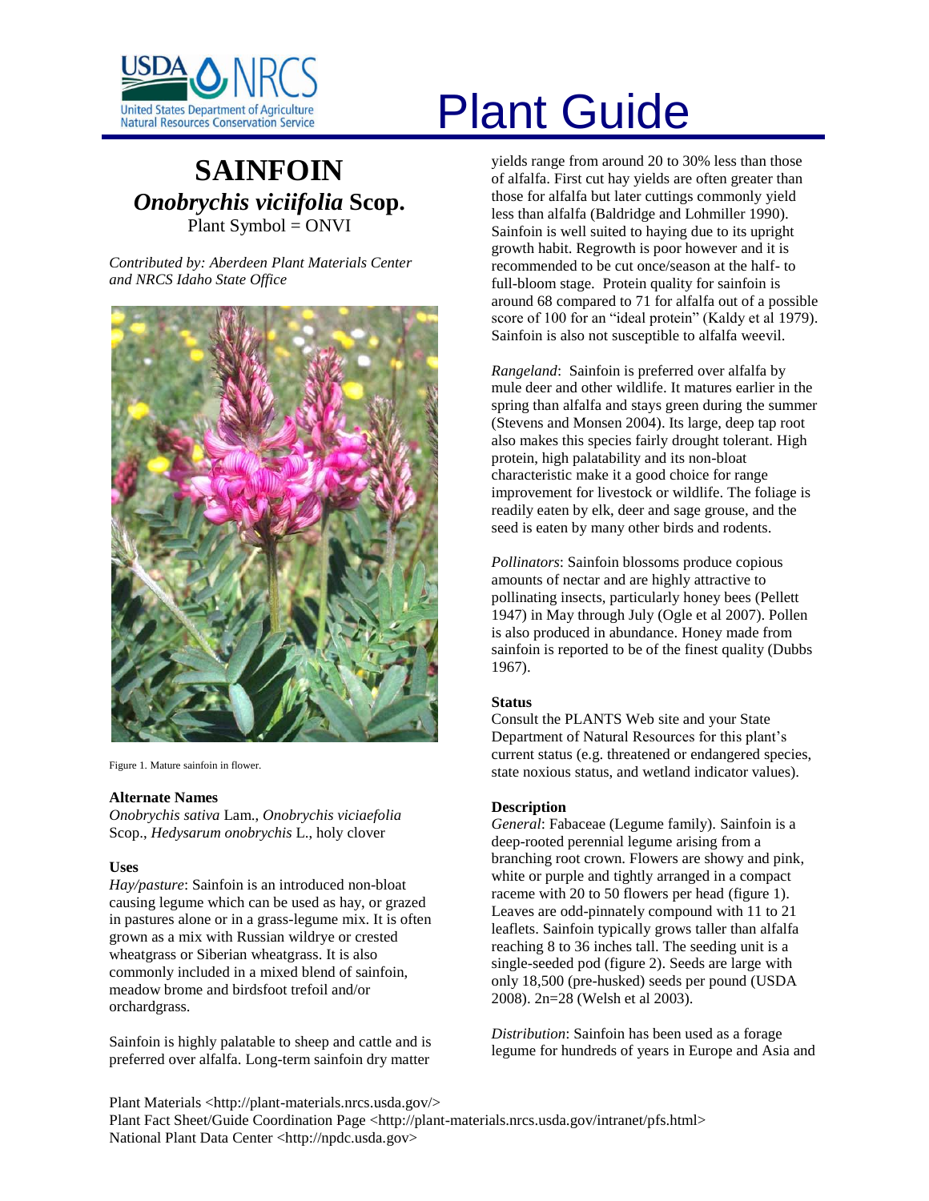# Plant Guide

## SAINFOIN

### *Onobrychis viciifolia* Scop.

Plant Symbol = ONVI

*Contributed by: Aberdeen Plant Materials Center and NRCS Idaho State Office*

Figure 1. Mature sainfoin in flower.

### Alternate Names

*Onobrychis sativa* Lam., *Onobrychis viciaefolia* Scop., *Hedysarum onobrychis* L., holy clover

### Uses

*Hay/pasture*: Sainfoin is an introduced non-bloat causing legume which can be used as hay, or grazed in pastures alone or in a grass-legume mix. It is often grown as a mix with Russian wildrye or crested wheatgrass or Siberian wheatgrass. It is also commonly included in a mixed blend of sainfoin, meadow brome and birdsfoot trefoil and/or orchardgrass.

Sainfoin is highly palatable to sheep and cattle and is preferred over alfalfa. Long-term sainfoin dry matter yields range from around 20 to 30% less than those of alfalfa. First cut hay yields are often greater than those for alfalfa but later cuttings commonly yield less than alfalfa (Baldridge and Lohmiller 1990). Sainfoin is well suited to haying due to its upright growth habit. Regrowth is poor however and it is recommended to be cut once/season at the half- to full-bloom stage. Protein quality for sainfoin is around 68 compared to 71 for alfalfa out of a possible score of 100 for an "ideal protein" (Kaldy et al 1979). Sainfoin is also not susceptible to alfalfa weevil.

*Rangeland*: Sainfoin is preferred over alfalfa by mule deer and other wildlife. It matures earlier in the spring than alfalfa and stays green during the summer (Stevens and Monsen 2004). Its large, deep tap root also makes this species fairly drought tolerant. High protein, high palatability and its non-bloat characteristic make it a good choice for range improvement for livestock or wildlife. The foliage is readily eaten by elk, deer and sage grouse, and the seed is eaten by many other birds and rodents.

*Pollinators*: Sainfoin blossoms produce copious amounts of nectar and are highly attractive to pollinating insects, particularly honey bees (Pellett 1947) in May through July (Ogle et al 2007). Pollen is also produced in abundance. Honey made from sainfoin is reported to be of the finest quality (Dubbs 1967).

### Status

Consult the PLANTS Web site and your State Department of Natural Resources for this plant's current status (e.g. threatened or endangered species, state noxious status, and wetland indicator values).

### Description

*General*: Fabaceae (Legume family). Sainfoin is a deep-rooted perennial legume arising from a branching root crown. Flowers are showy and pink, white or purple and tightly arranged in a compact raceme with 20 to 50 flowers per head (figure 1). Leaves are odd-pinnately compound with 11 to 21 leaflets. Sainfoin typically grows taller than alfalfa reaching 8 to 36 inches tall. The seeding unit is a single-seeded pod (figure 2). Seeds are large with only 18,500 (pre-husked) seeds per pound (USDA 2008). 2n=28 (Welsh et al 2003).

*Distribution*: Sainfoin has been used as a forage legume for hundreds of years in Europe and Asia and

Plant Materials <http://plant-materials.nrcs.usda.gov/>
Plant Fact Sheet/Guide Coordination Page <http://plant-materials.nrcs.usda.gov/intranet/pfs.html>
National Plant Data Center <http://npdc.usda.gov>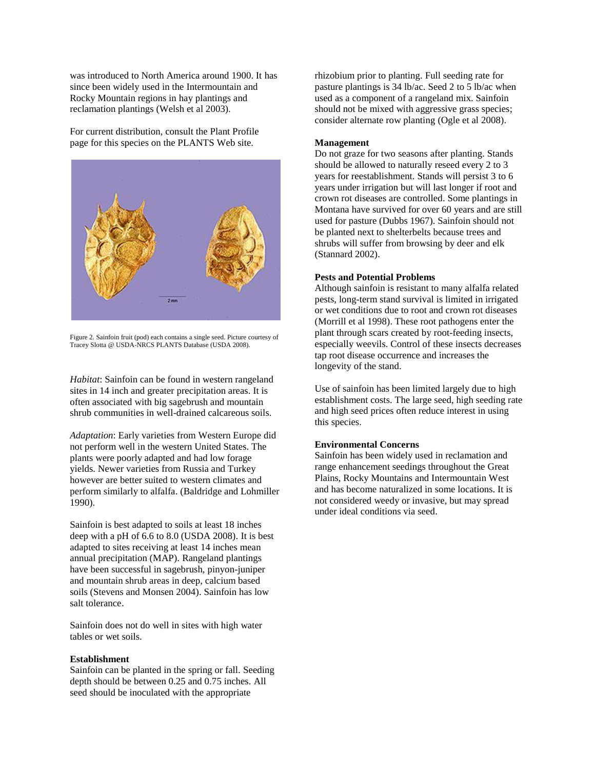was introduced to North America around 1900. It has since been widely used in the Intermountain and Rocky Mountain regions in hay plantings and reclamation plantings (Welsh et al 2003).

For current distribution, consult the Plant Profile page for this species on the PLANTS Web site.

Figure 2. Sainfoin fruit (pod) each contains a single seed. Picture courtesy of Tracey Slotta @ USDA-NRCS PLANTS Database (USDA 2008).

*Habitat*: Sainfoin can be found in western rangeland sites in 14 inch and greater precipitation areas. It is often associated with big sagebrush and mountain shrub communities in well-drained calcareous soils.

*Adaptation*: Early varieties from Western Europe did not perform well in the western United States. The plants were poorly adapted and had low forage yields. Newer varieties from Russia and Turkey however are better suited to western climates and perform similarly to alfalfa. (Baldridge and Lohmiller 1990).

Sainfoin is best adapted to soils at least 18 inches deep with a pH of 6.6 to 8.0 (USDA 2008). It is best adapted to sites receiving at least 14 inches mean annual precipitation (MAP). Rangeland plantings have been successful in sagebrush, pinyon-juniper and mountain shrub areas in deep, calcium based soils (Stevens and Monsen 2004). Sainfoin has low salt tolerance.

Sainfoin does not do well in sites with high water tables or wet soils.

**Establishment**
Sainfoin can be planted in the spring or fall. Seeding depth should be between 0.25 and 0.75 inches. All seed should be inoculated with the appropriate rhizobium prior to planting. Full seeding rate for pasture plantings is 34 lb/ac. Seed 2 to 5 lb/ac when used as a component of a rangeland mix. Sainfoin should not be mixed with aggressive grass species; consider alternate row planting (Ogle et al 2008).

**Management**
Do not graze for two seasons after planting. Stands should be allowed to naturally reseed every 2 to 3 years for reestablishment. Stands will persist 3 to 6 years under irrigation but will last longer if root and crown rot diseases are controlled. Some plantings in Montana have survived for over 60 years and are still used for pasture (Dubbs 1967). Sainfoin should not be planted next to shelterbelts because trees and shrubs will suffer from browsing by deer and elk (Stannard 2002).

**Pests and Potential Problems**
Although sainfoin is resistant to many alfalfa related pests, long-term stand survival is limited in irrigated or wet conditions due to root and crown rot diseases (Morrill et al 1998). These root pathogens enter the plant through scars created by root-feeding insects, especially weevils. Control of these insects decreases tap root disease occurrence and increases the longevity of the stand.

Use of sainfoin has been limited largely due to high establishment costs. The large seed, high seeding rate and high seed prices often reduce interest in using this species.

**Environmental Concerns**
Sainfoin has been widely used in reclamation and range enhancement seedings throughout the Great Plains, Rocky Mountains and Intermountain West and has become naturalized in some locations. It is not considered weedy or invasive, but may spread under ideal conditions via seed.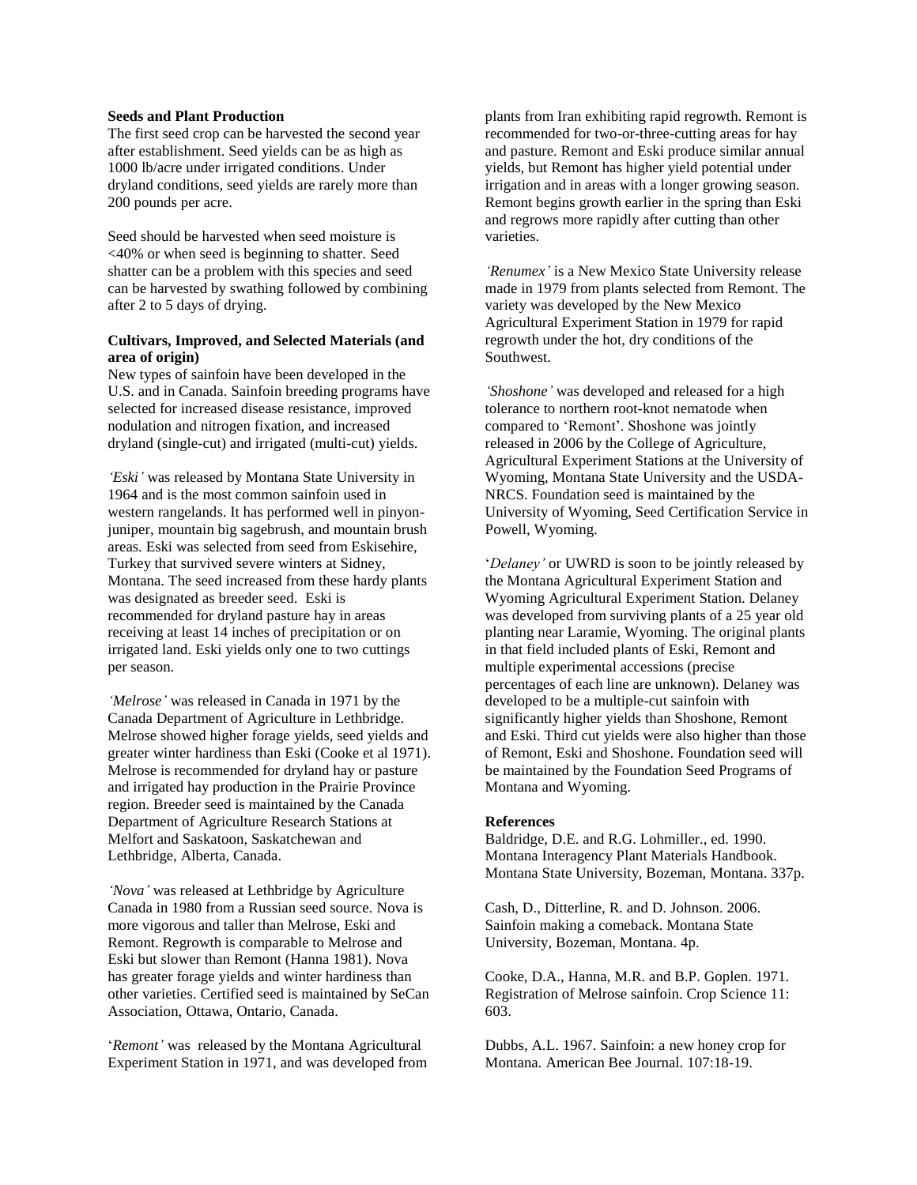**Seeds and Plant Production**

The first seed crop can be harvested the second year after establishment. Seed yields can be as high as 1000 lb/acre under irrigated conditions. Under dryland conditions, seed yields are rarely more than 200 pounds per acre.

Seed should be harvested when seed moisture is <40% or when seed is beginning to shatter. Seed shatter can be a problem with this species and seed can be harvested by swathing followed by combining after 2 to 5 days of drying.

**Cultivars, Improved, and Selected Materials (and area of origin)**

New types of sainfoin have been developed in the U.S. and in Canada. Sainfoin breeding programs have selected for increased disease resistance, improved nodulation and nitrogen fixation, and increased dryland (single-cut) and irrigated (multi-cut) yields.

*'Eski'* was released by Montana State University in 1964 and is the most common sainfoin used in western rangelands. It has performed well in pinyon-juniper, mountain big sagebrush, and mountain brush areas. Eski was selected from seed from Eskisehire, Turkey that survived severe winters at Sidney, Montana. The seed increased from these hardy plants was designated as breeder seed. Eski is recommended for dryland pasture hay in areas receiving at least 14 inches of precipitation or on irrigated land. Eski yields only one to two cuttings per season.

*'Melrose'* was released in Canada in 1971 by the Canada Department of Agriculture in Lethbridge. Melrose showed higher forage yields, seed yields and greater winter hardiness than Eski (Cooke et al 1971). Melrose is recommended for dryland hay or pasture and irrigated hay production in the Prairie Province region. Breeder seed is maintained by the Canada Department of Agriculture Research Stations at Melfort and Saskatoon, Saskatchewan and Lethbridge, Alberta, Canada.

*'Nova'* was released at Lethbridge by Agriculture Canada in 1980 from a Russian seed source. Nova is more vigorous and taller than Melrose, Eski and Remont. Regrowth is comparable to Melrose and Eski but slower than Remont (Hanna 1981). Nova has greater forage yields and winter hardiness than other varieties. Certified seed is maintained by SeCan Association, Ottawa, Ontario, Canada.

'*Remont'* was released by the Montana Agricultural Experiment Station in 1971, and was developed from plants from Iran exhibiting rapid regrowth. Remont is recommended for two-or-three-cutting areas for hay and pasture. Remont and Eski produce similar annual yields, but Remont has higher yield potential under irrigation and in areas with a longer growing season. Remont begins growth earlier in the spring than Eski and regrows more rapidly after cutting than other varieties.

*'Renumex'* is a New Mexico State University release made in 1979 from plants selected from Remont. The variety was developed by the New Mexico Agricultural Experiment Station in 1979 for rapid regrowth under the hot, dry conditions of the Southwest.

*'Shoshone'* was developed and released for a high tolerance to northern root-knot nematode when compared to 'Remont'. Shoshone was jointly released in 2006 by the College of Agriculture, Agricultural Experiment Stations at the University of Wyoming, Montana State University and the USDA-NRCS. Foundation seed is maintained by the University of Wyoming, Seed Certification Service in Powell, Wyoming.

'*Delaney'* or UWRD is soon to be jointly released by the Montana Agricultural Experiment Station and Wyoming Agricultural Experiment Station. Delaney was developed from surviving plants of a 25 year old planting near Laramie, Wyoming. The original plants in that field included plants of Eski, Remont and multiple experimental accessions (precise percentages of each line are unknown). Delaney was developed to be a multiple-cut sainfoin with significantly higher yields than Shoshone, Remont and Eski. Third cut yields were also higher than those of Remont, Eski and Shoshone. Foundation seed will be maintained by the Foundation Seed Programs of Montana and Wyoming.

**References**

Baldridge, D.E. and R.G. Lohmiller., ed. 1990. Montana Interagency Plant Materials Handbook. Montana State University, Bozeman, Montana. 337p.

Cash, D., Ditterline, R. and D. Johnson. 2006. Sainfoin making a comeback. Montana State University, Bozeman, Montana. 4p.

Cooke, D.A., Hanna, M.R. and B.P. Goplen. 1971. Registration of Melrose sainfoin. Crop Science 11: 603.

Dubbs, A.L. 1967. Sainfoin: a new honey crop for Montana. American Bee Journal. 107:18-19.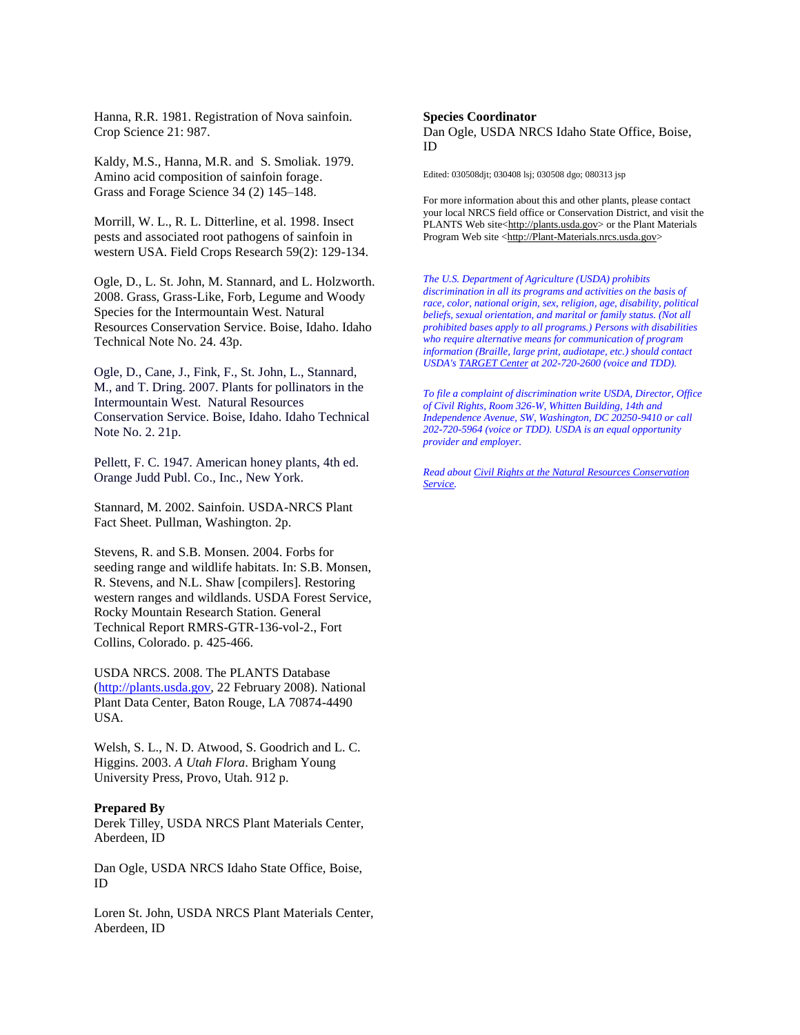Hanna, R.R. 1981. Registration of Nova sainfoin. Crop Science 21: 987.

Kaldy, M.S., Hanna, M.R. and S. Smoliak. 1979. Amino acid composition of sainfoin forage. Grass and Forage Science 34 (2) 145–148.

Morrill, W. L., R. L. Ditterline, et al. 1998. Insect pests and associated root pathogens of sainfoin in western USA. Field Crops Research 59(2): 129-134.

Ogle, D., L. St. John, M. Stannard, and L. Holzworth. 2008. Grass, Grass-Like, Forb, Legume and Woody Species for the Intermountain West. Natural Resources Conservation Service. Boise, Idaho. Idaho Technical Note No. 24. 43p.

Ogle, D., Cane, J., Fink, F., St. John, L., Stannard, M., and T. Dring. 2007. Plants for pollinators in the Intermountain West. Natural Resources Conservation Service. Boise, Idaho. Idaho Technical Note No. 2. 21p.

Pellett, F. C. 1947. American honey plants, 4th ed. Orange Judd Publ. Co., Inc., New York.

Stannard, M. 2002. Sainfoin. USDA-NRCS Plant Fact Sheet. Pullman, Washington. 2p.

Stevens, R. and S.B. Monsen. 2004. Forbs for seeding range and wildlife habitats. In: S.B. Monsen, R. Stevens, and N.L. Shaw [compilers]. Restoring western ranges and wildlands. USDA Forest Service, Rocky Mountain Research Station. General Technical Report RMRS-GTR-136-vol-2., Fort Collins, Colorado. p. 425-466.

USDA NRCS. 2008. The PLANTS Database (http://plants.usda.gov, 22 February 2008). National Plant Data Center, Baton Rouge, LA 70874-4490 USA.

Welsh, S. L., N. D. Atwood, S. Goodrich and L. C. Higgins. 2003. *A Utah Flora*. Brigham Young University Press, Provo, Utah. 912 p.

**Prepared By**

Derek Tilley, USDA NRCS Plant Materials Center, Aberdeen, ID

Dan Ogle, USDA NRCS Idaho State Office, Boise, ID

Loren St. John, USDA NRCS Plant Materials Center, Aberdeen, ID

**Species Coordinator**

Dan Ogle, USDA NRCS Idaho State Office, Boise, ID

Edited: 030508djt; 030408 lsj; 030508 dgo; 080313 jsp

For more information about this and other plants, please contact your local NRCS field office or Conservation District, and visit the PLANTS Web site<http://plants.usda.gov> or the Plant Materials Program Web site <http://Plant-Materials.nrcs.usda.gov>

*The U.S. Department of Agriculture (USDA) prohibits discrimination in all its programs and activities on the basis of race, color, national origin, sex, religion, age, disability, political beliefs, sexual orientation, and marital or family status. (Not all prohibited bases apply to all programs.) Persons with disabilities who require alternative means for communication of program information (Braille, large print, audiotape, etc.) should contact USDA's TARGET Center at 202-720-2600 (voice and TDD).*

*To file a complaint of discrimination write USDA, Director, Office of Civil Rights, Room 326-W, Whitten Building, 14th and Independence Avenue, SW, Washington, DC 20250-9410 or call 202-720-5964 (voice or TDD). USDA is an equal opportunity provider and employer.*

*Read about Civil Rights at the Natural Resources Conservation Service.*